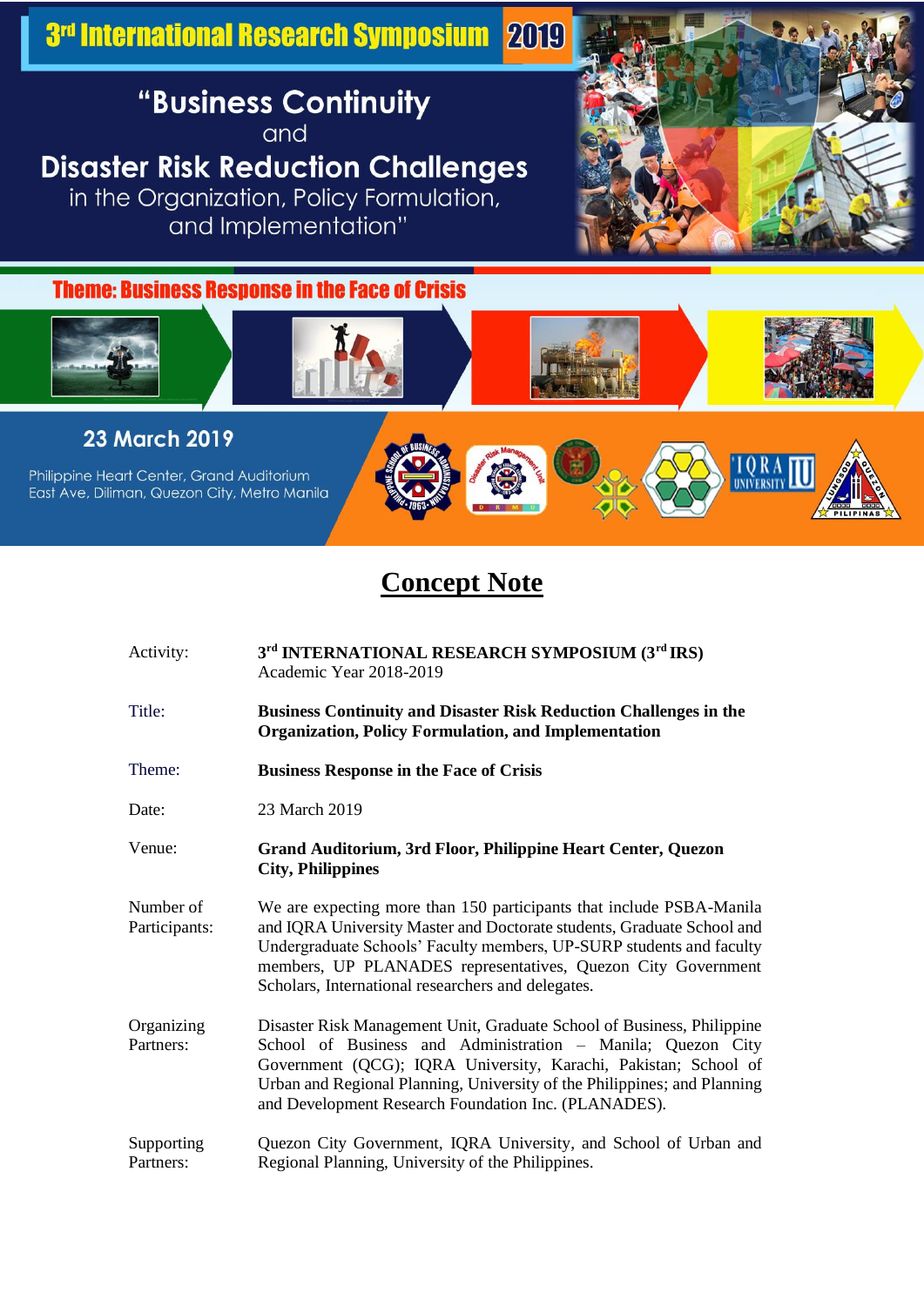# 3rd International Research Symposium 2019

## "Business Continuity and Disaster Risk Reduction Challenges in the Organization, Policy Formulation, and Implementation"

### Theme: Business Response in the Face of Crisis

**23 March 2019**

Philippine Heart Center, Grand Auditorium
East Ave, Diliman, Quezon City, Metro Manila

# Concept Note

| | |
|---|---|
| Activity: | **3rd INTERNATIONAL RESEARCH SYMPOSIUM (3rd IRS)**<br>Academic Year 2018-2019 |
| Title: | **Business Continuity and Disaster Risk Reduction Challenges in the Organization, Policy Formulation, and Implementation** |
| Theme: | **Business Response in the Face of Crisis** |
| Date: | 23 March 2019 |
| Venue: | **Grand Auditorium, 3rd Floor, Philippine Heart Center, Quezon City, Philippines** |
| Number of Participants: | We are expecting more than 150 participants that include PSBA-Manila and IQRA University Master and Doctorate students, Graduate School and Undergraduate Schools' Faculty members, UP-SURP students and faculty members, UP PLANADES representatives, Quezon City Government Scholars, International researchers and delegates. |
| Organizing Partners: | Disaster Risk Management Unit, Graduate School of Business, Philippine School of Business and Administration – Manila; Quezon City Government (QCG); IQRA University, Karachi, Pakistan; School of Urban and Regional Planning, University of the Philippines; and Planning and Development Research Foundation Inc. (PLANADES). |
| Supporting Partners: | Quezon City Government, IQRA University, and School of Urban and Regional Planning, University of the Philippines. |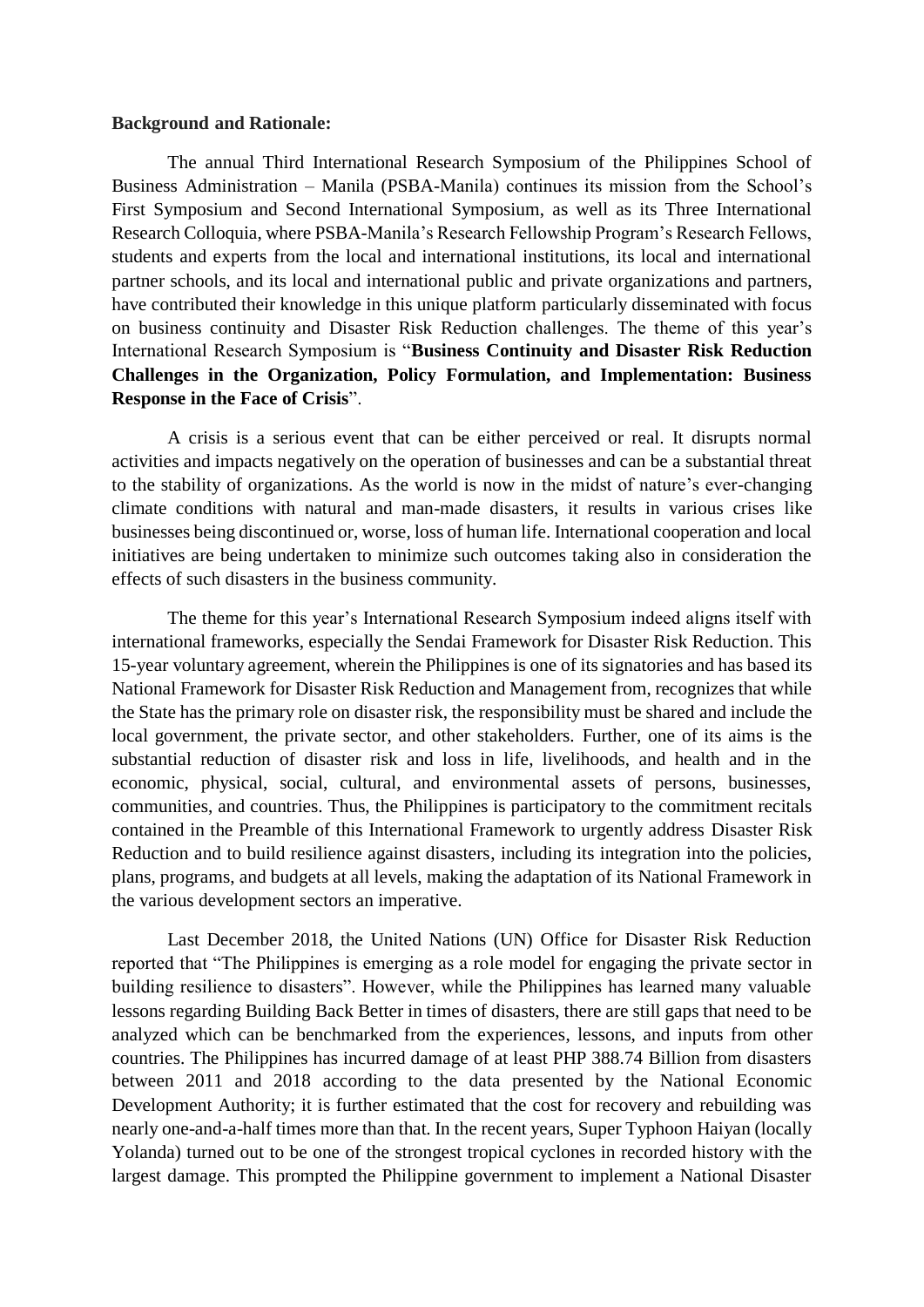**Background and Rationale:**

The annual Third International Research Symposium of the Philippines School of Business Administration – Manila (PSBA-Manila) continues its mission from the School's First Symposium and Second International Symposium, as well as its Three International Research Colloquia, where PSBA-Manila's Research Fellowship Program's Research Fellows, students and experts from the local and international institutions, its local and international partner schools, and its local and international public and private organizations and partners, have contributed their knowledge in this unique platform particularly disseminated with focus on business continuity and Disaster Risk Reduction challenges. The theme of this year's International Research Symposium is "**Business Continuity and Disaster Risk Reduction Challenges in the Organization, Policy Formulation, and Implementation: Business Response in the Face of Crisis**".

A crisis is a serious event that can be either perceived or real. It disrupts normal activities and impacts negatively on the operation of businesses and can be a substantial threat to the stability of organizations. As the world is now in the midst of nature's ever-changing climate conditions with natural and man-made disasters, it results in various crises like businesses being discontinued or, worse, loss of human life. International cooperation and local initiatives are being undertaken to minimize such outcomes taking also in consideration the effects of such disasters in the business community.

The theme for this year's International Research Symposium indeed aligns itself with international frameworks, especially the Sendai Framework for Disaster Risk Reduction. This 15-year voluntary agreement, wherein the Philippines is one of its signatories and has based its National Framework for Disaster Risk Reduction and Management from, recognizes that while the State has the primary role on disaster risk, the responsibility must be shared and include the local government, the private sector, and other stakeholders. Further, one of its aims is the substantial reduction of disaster risk and loss in life, livelihoods, and health and in the economic, physical, social, cultural, and environmental assets of persons, businesses, communities, and countries. Thus, the Philippines is participatory to the commitment recitals contained in the Preamble of this International Framework to urgently address Disaster Risk Reduction and to build resilience against disasters, including its integration into the policies, plans, programs, and budgets at all levels, making the adaptation of its National Framework in the various development sectors an imperative.

Last December 2018, the United Nations (UN) Office for Disaster Risk Reduction reported that "The Philippines is emerging as a role model for engaging the private sector in building resilience to disasters". However, while the Philippines has learned many valuable lessons regarding Building Back Better in times of disasters, there are still gaps that need to be analyzed which can be benchmarked from the experiences, lessons, and inputs from other countries. The Philippines has incurred damage of at least PHP 388.74 Billion from disasters between 2011 and 2018 according to the data presented by the National Economic Development Authority; it is further estimated that the cost for recovery and rebuilding was nearly one-and-a-half times more than that. In the recent years, Super Typhoon Haiyan (locally Yolanda) turned out to be one of the strongest tropical cyclones in recorded history with the largest damage. This prompted the Philippine government to implement a National Disaster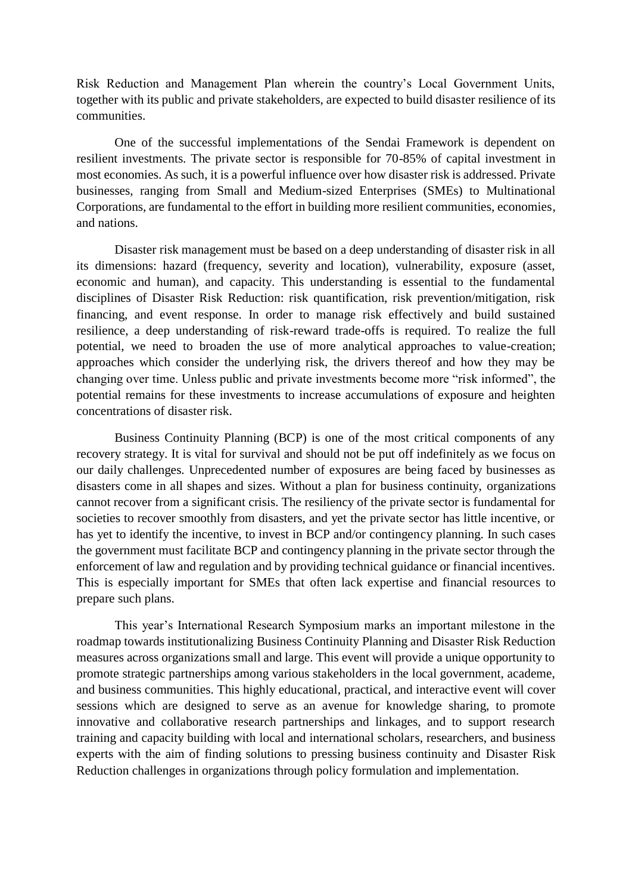Risk Reduction and Management Plan wherein the country's Local Government Units, together with its public and private stakeholders, are expected to build disaster resilience of its communities.

One of the successful implementations of the Sendai Framework is dependent on resilient investments. The private sector is responsible for 70-85% of capital investment in most economies. As such, it is a powerful influence over how disaster risk is addressed. Private businesses, ranging from Small and Medium-sized Enterprises (SMEs) to Multinational Corporations, are fundamental to the effort in building more resilient communities, economies, and nations.

Disaster risk management must be based on a deep understanding of disaster risk in all its dimensions: hazard (frequency, severity and location), vulnerability, exposure (asset, economic and human), and capacity. This understanding is essential to the fundamental disciplines of Disaster Risk Reduction: risk quantification, risk prevention/mitigation, risk financing, and event response. In order to manage risk effectively and build sustained resilience, a deep understanding of risk-reward trade-offs is required. To realize the full potential, we need to broaden the use of more analytical approaches to value-creation; approaches which consider the underlying risk, the drivers thereof and how they may be changing over time. Unless public and private investments become more "risk informed", the potential remains for these investments to increase accumulations of exposure and heighten concentrations of disaster risk.

Business Continuity Planning (BCP) is one of the most critical components of any recovery strategy. It is vital for survival and should not be put off indefinitely as we focus on our daily challenges. Unprecedented number of exposures are being faced by businesses as disasters come in all shapes and sizes. Without a plan for business continuity, organizations cannot recover from a significant crisis. The resiliency of the private sector is fundamental for societies to recover smoothly from disasters, and yet the private sector has little incentive, or has yet to identify the incentive, to invest in BCP and/or contingency planning. In such cases the government must facilitate BCP and contingency planning in the private sector through the enforcement of law and regulation and by providing technical guidance or financial incentives. This is especially important for SMEs that often lack expertise and financial resources to prepare such plans.

This year's International Research Symposium marks an important milestone in the roadmap towards institutionalizing Business Continuity Planning and Disaster Risk Reduction measures across organizations small and large. This event will provide a unique opportunity to promote strategic partnerships among various stakeholders in the local government, academe, and business communities. This highly educational, practical, and interactive event will cover sessions which are designed to serve as an avenue for knowledge sharing, to promote innovative and collaborative research partnerships and linkages, and to support research training and capacity building with local and international scholars, researchers, and business experts with the aim of finding solutions to pressing business continuity and Disaster Risk Reduction challenges in organizations through policy formulation and implementation.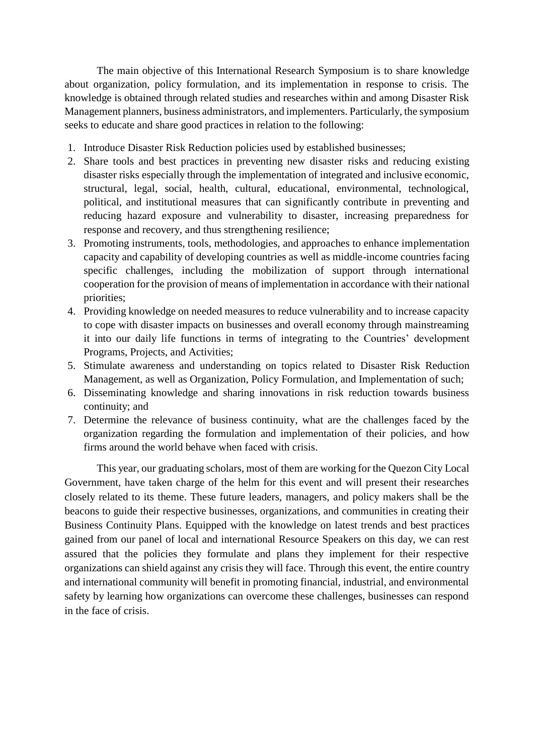The main objective of this International Research Symposium is to share knowledge about organization, policy formulation, and its implementation in response to crisis. The knowledge is obtained through related studies and researches within and among Disaster Risk Management planners, business administrators, and implementers. Particularly, the symposium seeks to educate and share good practices in relation to the following:

1. Introduce Disaster Risk Reduction policies used by established businesses;
2. Share tools and best practices in preventing new disaster risks and reducing existing disaster risks especially through the implementation of integrated and inclusive economic, structural, legal, social, health, cultural, educational, environmental, technological, political, and institutional measures that can significantly contribute in preventing and reducing hazard exposure and vulnerability to disaster, increasing preparedness for response and recovery, and thus strengthening resilience;
3. Promoting instruments, tools, methodologies, and approaches to enhance implementation capacity and capability of developing countries as well as middle-income countries facing specific challenges, including the mobilization of support through international cooperation for the provision of means of implementation in accordance with their national priorities;
4. Providing knowledge on needed measures to reduce vulnerability and to increase capacity to cope with disaster impacts on businesses and overall economy through mainstreaming it into our daily life functions in terms of integrating to the Countries' development Programs, Projects, and Activities;
5. Stimulate awareness and understanding on topics related to Disaster Risk Reduction Management, as well as Organization, Policy Formulation, and Implementation of such;
6. Disseminating knowledge and sharing innovations in risk reduction towards business continuity; and
7. Determine the relevance of business continuity, what are the challenges faced by the organization regarding the formulation and implementation of their policies, and how firms around the world behave when faced with crisis.

This year, our graduating scholars, most of them are working for the Quezon City Local Government, have taken charge of the helm for this event and will present their researches closely related to its theme. These future leaders, managers, and policy makers shall be the beacons to guide their respective businesses, organizations, and communities in creating their Business Continuity Plans. Equipped with the knowledge on latest trends and best practices gained from our panel of local and international Resource Speakers on this day, we can rest assured that the policies they formulate and plans they implement for their respective organizations can shield against any crisis they will face. Through this event, the entire country and international community will benefit in promoting financial, industrial, and environmental safety by learning how organizations can overcome these challenges, businesses can respond in the face of crisis.